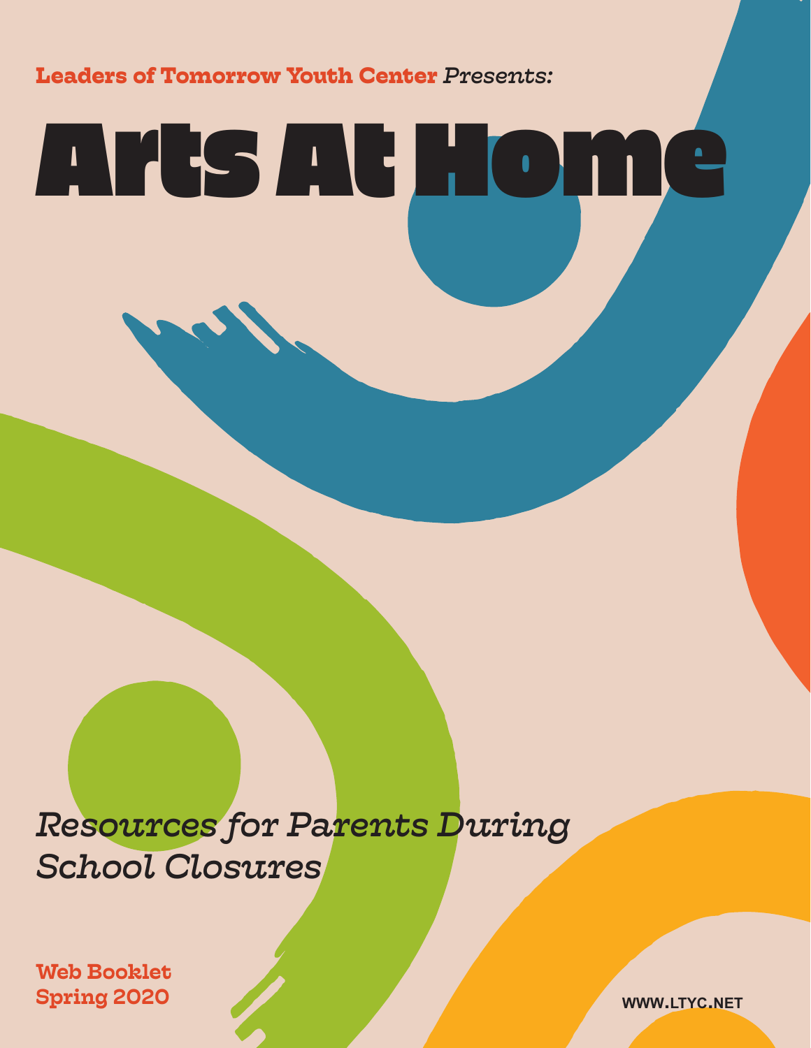**Leaders of Tomorrow Youth Center** *Presents:*

# Arts At Home

*Resources for Parents During School Closures*

**Web Booklet**
**Spring 2020**

WWW.LTYC.NET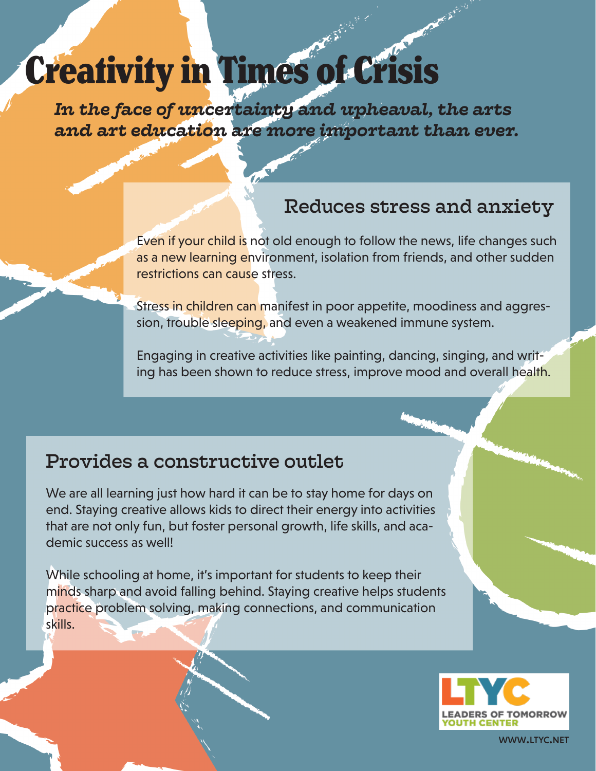# Creativity in Times of Crisis

***In the face of uncertainty and upheaval, the arts and art education are more important than ever.***

## Reduces stress and anxiety

Even if your child is not old enough to follow the news, life changes such as a new learning environment, isolation from friends, and other sudden restrictions can cause stress.

Stress in children can manifest in poor appetite, moodiness and aggression, trouble sleeping, and even a weakened immune system.

Engaging in creative activities like painting, dancing, singing, and writing has been shown to reduce stress, improve mood and overall health.

## Provides a constructive outlet

We are all learning just how hard it can be to stay home for days on end. Staying creative allows kids to direct their energy into activities that are not only fun, but foster personal growth, life skills, and academic success as well!

While schooling at home, it's important for students to keep their minds sharp and avoid falling behind. Staying creative helps students practice problem solving, making connections, and communication skills.

LTYC
LEADERS OF TOMORROW YOUTH CENTER

WWW.LTYC.NET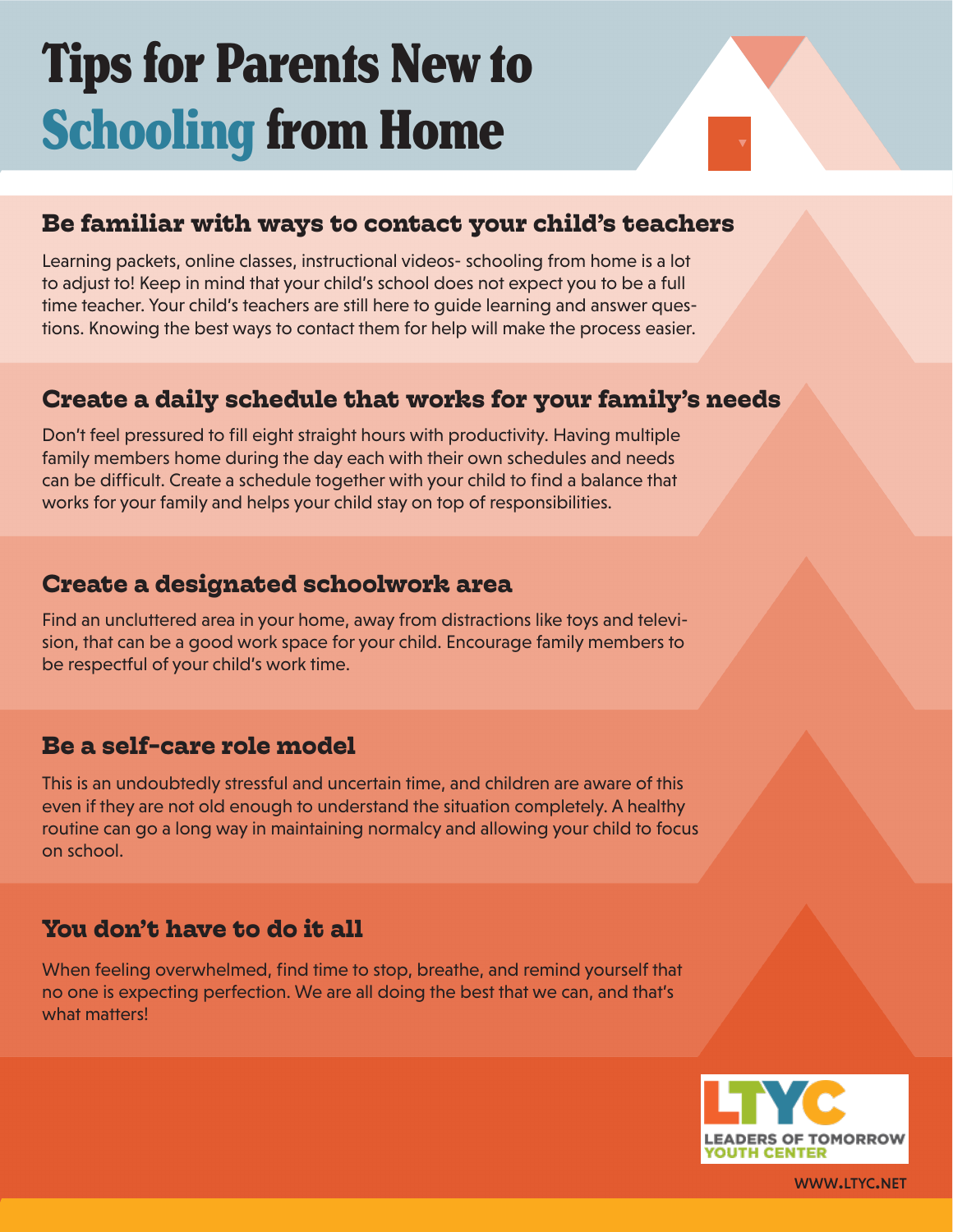# Tips for Parents New to Schooling from Home

## Be familiar with ways to contact your child's teachers

Learning packets, online classes, instructional videos- schooling from home is a lot to adjust to! Keep in mind that your child's school does not expect you to be a full time teacher. Your child's teachers are still here to guide learning and answer questions. Knowing the best ways to contact them for help will make the process easier.

## Create a daily schedule that works for your family's needs

Don't feel pressured to fill eight straight hours with productivity. Having multiple family members home during the day each with their own schedules and needs can be difficult. Create a schedule together with your child to find a balance that works for your family and helps your child stay on top of responsibilities.

## Create a designated schoolwork area

Find an uncluttered area in your home, away from distractions like toys and television, that can be a good work space for your child. Encourage family members to be respectful of your child's work time.

## Be a self-care role model

This is an undoubtedly stressful and uncertain time, and children are aware of this even if they are not old enough to understand the situation completely. A healthy routine can go a long way in maintaining normalcy and allowing your child to focus on school.

## You don't have to do it all

When feeling overwhelmed, find time to stop, breathe, and remind yourself that no one is expecting perfection. We are all doing the best that we can, and that's what matters!

LTYC
LEADERS OF TOMORROW
YOUTH CENTER

WWW.LTYC.NET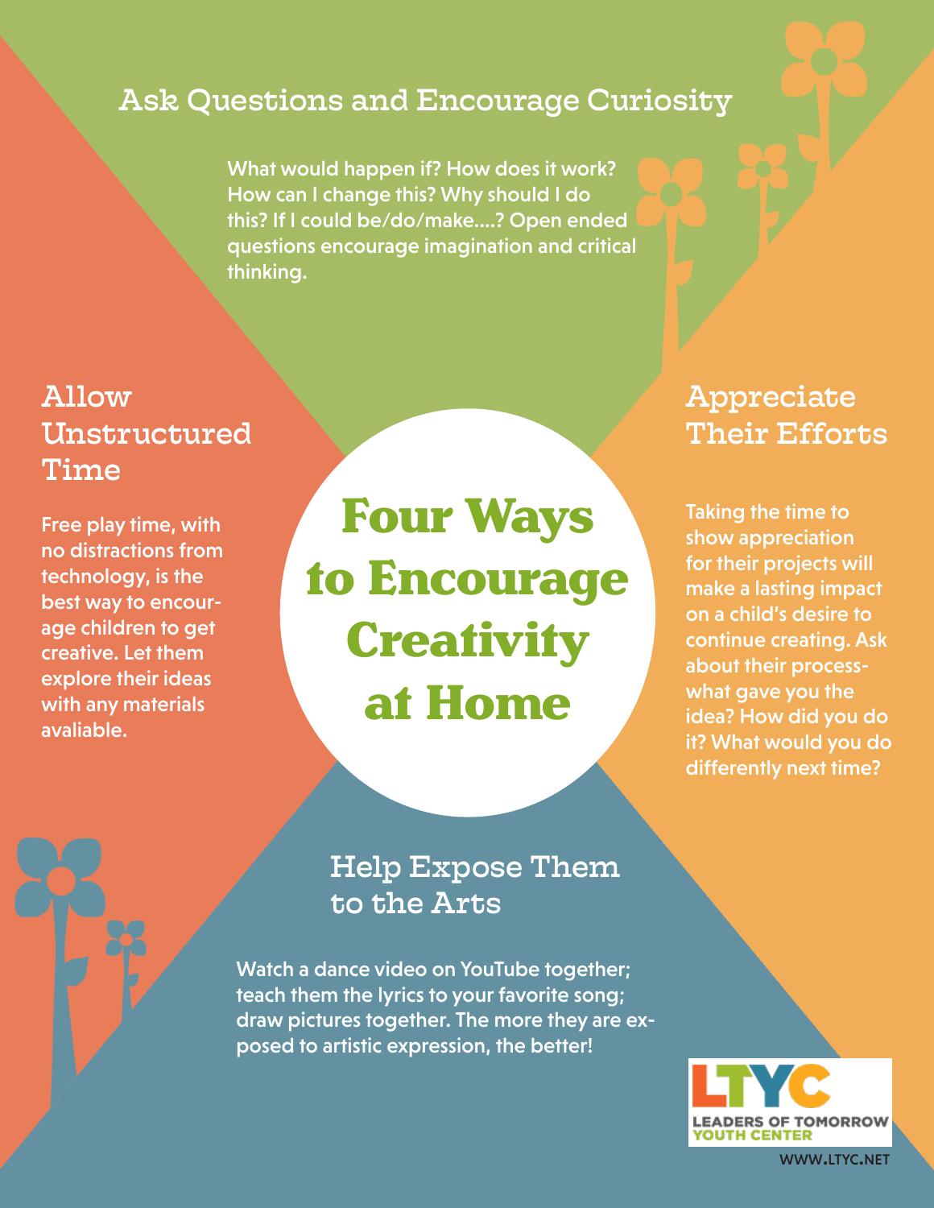# Four Ways to Encourage Creativity at Home

## Ask Questions and Encourage Curiosity

What would happen if? How does it work? How can I change this? Why should I do this? If I could be/do/make....? Open ended questions encourage imagination and critical thinking.

## Allow Unstructured Time

Free play time, with no distractions from technology, is the best way to encourage children to get creative. Let them explore their ideas with any materials avaliable.

## Appreciate Their Efforts

Taking the time to show appreciation for their projects will make a lasting impact on a child's desire to continue creating. Ask about their process- what gave you the idea? How did you do it? What would you do differently next time?

## Help Expose Them to the Arts

Watch a dance video on YouTube together; teach them the lyrics to your favorite song; draw pictures together. The more they are exposed to artistic expression, the better!

LTYC
LEADERS OF TOMORROW YOUTH CENTER

WWW.LTYC.NET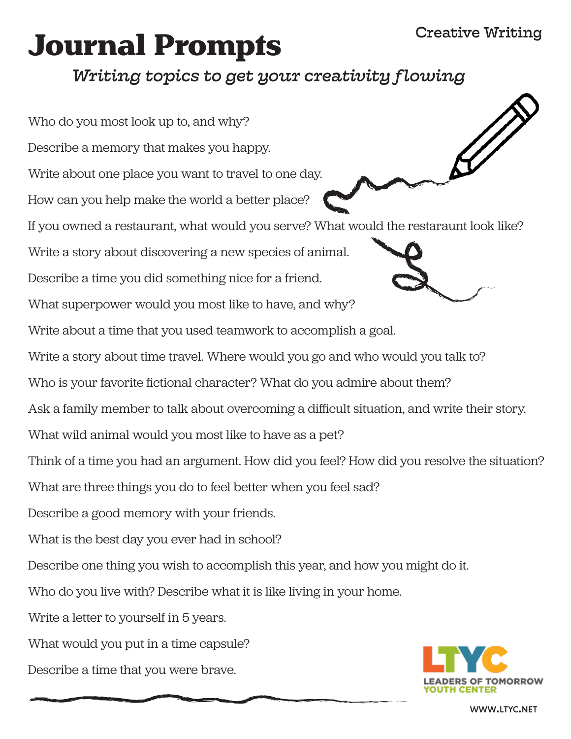Creative Writing

# Journal Prompts

*Writing topics to get your creativity flowing*

Who do you most look up to, and why?

Describe a memory that makes you happy.

Write about one place you want to travel to one day.

How can you help make the world a better place?

If you owned a restaurant, what would you serve? What would the restaraunt look like?

Write a story about discovering a new species of animal.

Describe a time you did something nice for a friend.

What superpower would you most like to have, and why?

Write about a time that you used teamwork to accomplish a goal.

Write a story about time travel. Where would you go and who would you talk to?

Who is your favorite fictional character? What do you admire about them?

Ask a family member to talk about overcoming a difficult situation, and write their story.

What wild animal would you most like to have as a pet?

Think of a time you had an argument. How did you feel? How did you resolve the situation?

What are three things you do to feel better when you feel sad?

Describe a good memory with your friends.

What is the best day you ever had in school?

Describe one thing you wish to accomplish this year, and how you might do it.

Who do you live with? Describe what it is like living in your home.

Write a letter to yourself in 5 years.

What would you put in a time capsule?

Describe a time that you were brave.

LTYC
LEADERS OF TOMORROW
YOUTH CENTER

WWW.LTYC.NET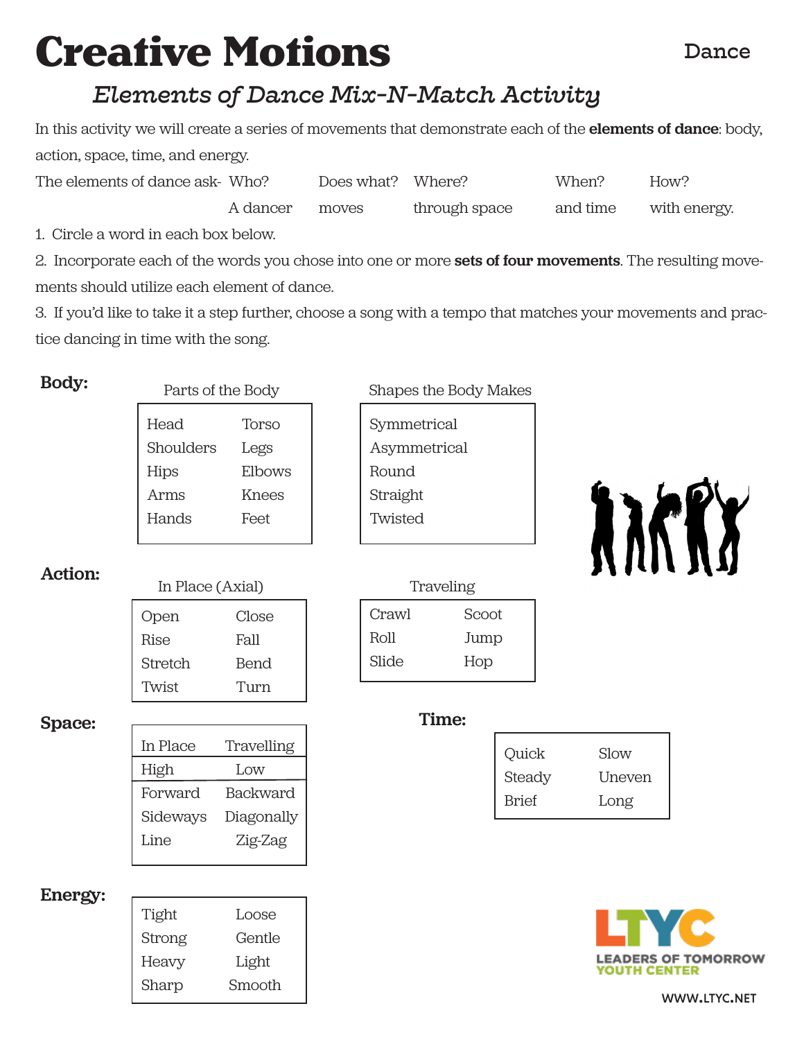# Creative Motions

Dance

## *Elements of Dance Mix-N-Match Activity*

In this activity we will create a series of movements that demonstrate each of the **elements of dance**: body, action, space, time, and energy.

| The elements of dance ask- | Who? | Does what? | Where? | When? | How? |
|---|---|---|---|---|---|
| | A dancer | moves | through space | and time | with energy. |

1. Circle a word in each box below.
2. Incorporate each of the words you chose into one or more **sets of four movements**. The resulting movements should utilize each element of dance.
3. If you'd like to take it a step further, choose a song with a tempo that matches your movements and practice dancing in time with the song.

### Body:

Parts of the Body

| | |
|---|---|
| Head | Torso |
| Shoulders | Legs |
| Hips | Elbows |
| Arms | Knees |
| Hands | Feet |

Shapes the Body Makes

- Symmetrical
- Asymmetrical
- Round
- Straight
- Twisted

### Action:

In Place (Axial)

| | |
|---|---|
| Open | Close |
| Rise | Fall |
| Stretch | Bend |
| Twist | Turn |

Traveling

| | |
|---|---|
| Crawl | Scoot |
| Roll | Jump |
| Slide | Hop |

### Space:

| | |
|---|---|
| In Place | Travelling |
| High | Low |
| Forward | Backward |
| Sideways | Diagonally |
| Line | Zig-Zag |

### Time:

| | |
|---|---|
| Quick | Slow |
| Steady | Uneven |
| Brief | Long |

### Energy:

| | |
|---|---|
| Tight | Loose |
| Strong | Gentle |
| Heavy | Light |
| Sharp | Smooth |

LTYC
LEADERS OF TOMORROW YOUTH CENTER
WWW.LTYC.NET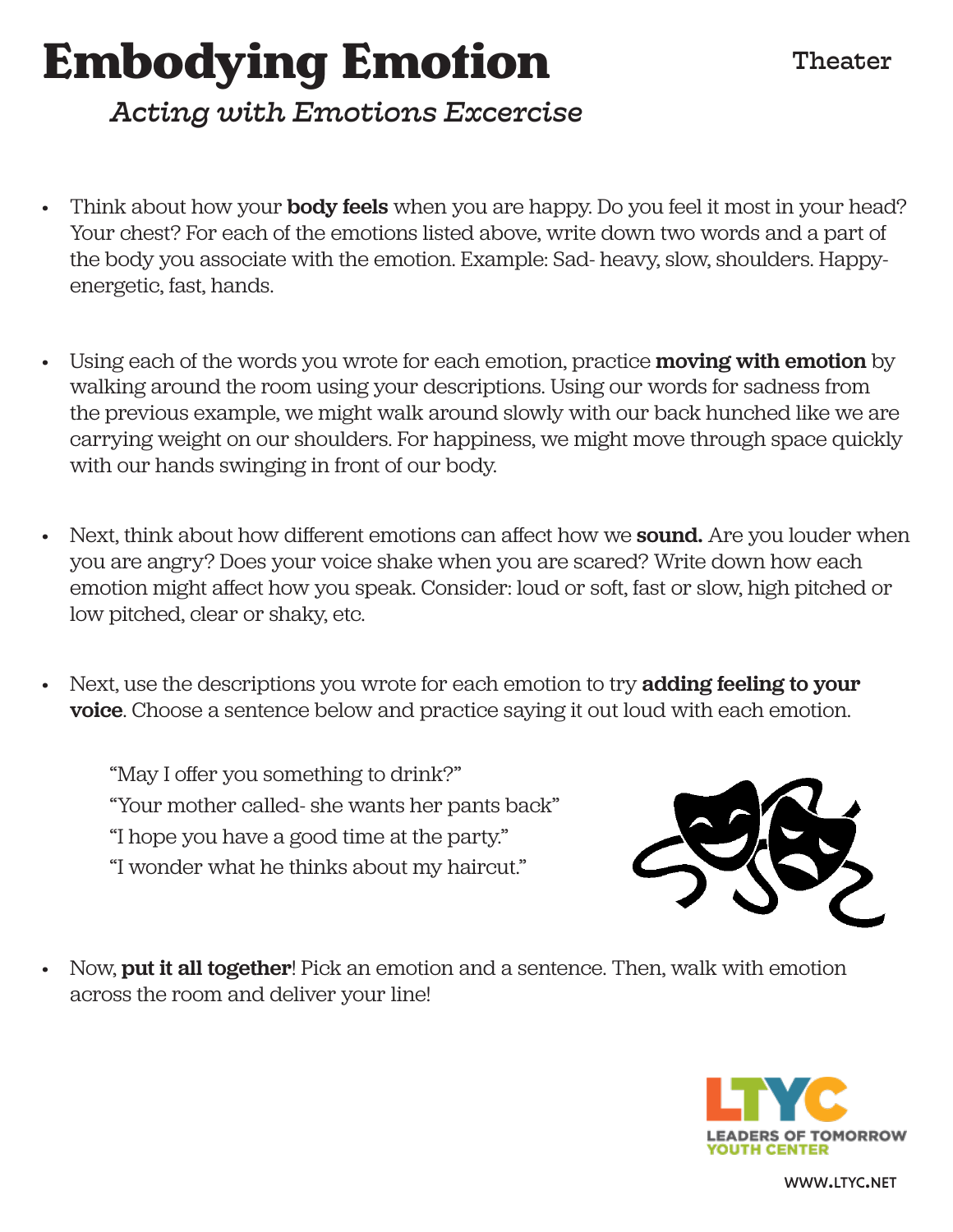# Embodying Emotion

Theater

*Acting with Emotions Excercise*

- Think about how your **body feels** when you are happy. Do you feel it most in your head? Your chest? For each of the emotions listed above, write down two words and a part of the body you associate with the emotion. Example: Sad- heavy, slow, shoulders. Happy- energetic, fast, hands.

- Using each of the words you wrote for each emotion, practice **moving with emotion** by walking around the room using your descriptions. Using our words for sadness from the previous example, we might walk around slowly with our back hunched like we are carrying weight on our shoulders. For happiness, we might move through space quickly with our hands swinging in front of our body.

- Next, think about how different emotions can affect how we **sound.** Are you louder when you are angry? Does your voice shake when you are scared? Write down how each emotion might affect how you speak. Consider: loud or soft, fast or slow, high pitched or low pitched, clear or shaky, etc.

- Next, use the descriptions you wrote for each emotion to try **adding feeling to your voice**. Choose a sentence below and practice saying it out loud with each emotion.

  "May I offer you something to drink?"
  "Your mother called- she wants her pants back"
  "I hope you have a good time at the party."
  "I wonder what he thinks about my haircut."

- Now, **put it all together**! Pick an emotion and a sentence. Then, walk with emotion across the room and deliver your line!

LTYC
LEADERS OF TOMORROW YOUTH CENTER
WWW.LTYC.NET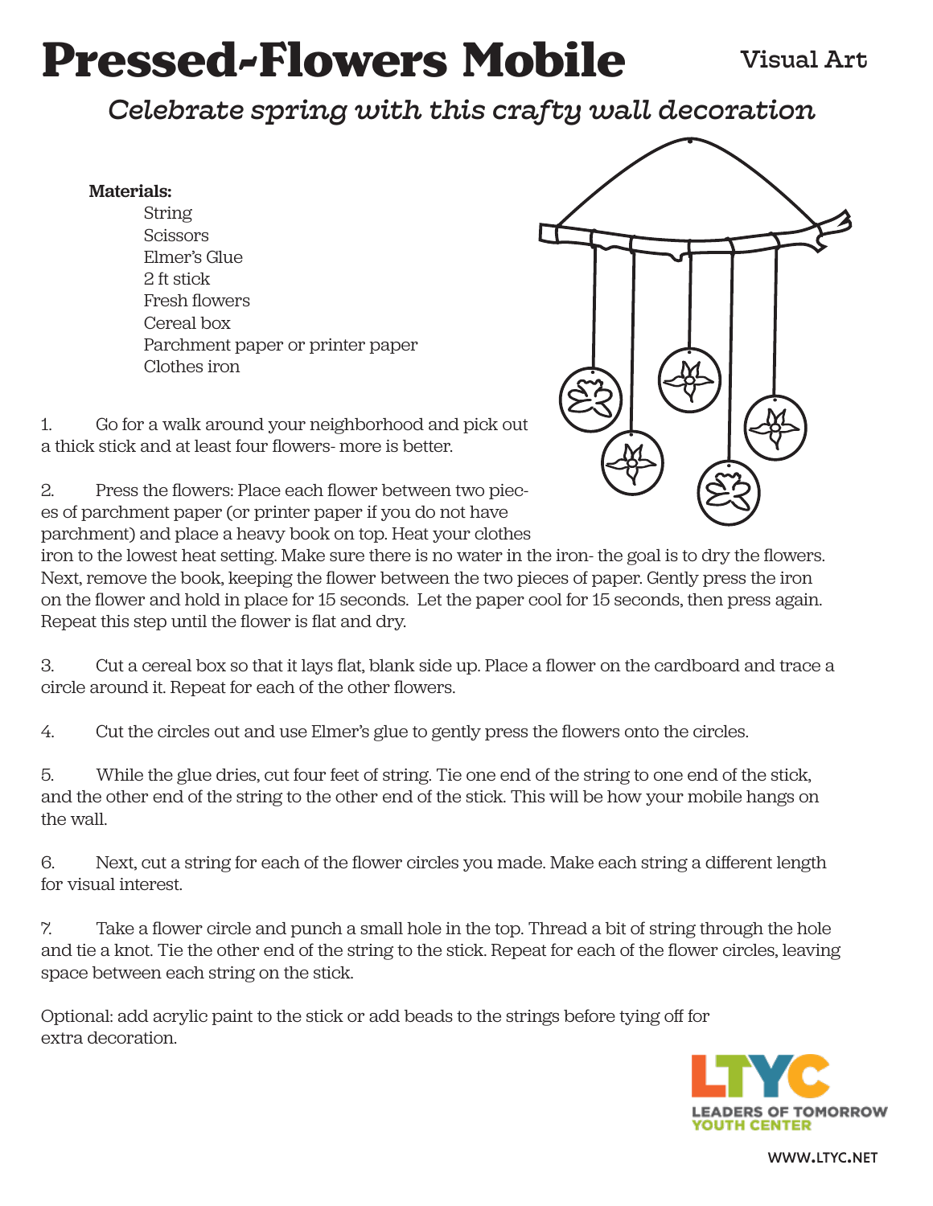# Pressed-Flowers Mobile

Visual Art

*Celebrate spring with this crafty wall decoration*

**Materials:**

- String
- Scissors
- Elmer's Glue
- 2 ft stick
- Fresh flowers
- Cereal box
- Parchment paper or printer paper
- Clothes iron

1. Go for a walk around your neighborhood and pick out a thick stick and at least four flowers- more is better.

2. Press the flowers: Place each flower between two pieces of parchment paper (or printer paper if you do not have parchment) and place a heavy book on top. Heat your clothes iron to the lowest heat setting. Make sure there is no water in the iron- the goal is to dry the flowers. Next, remove the book, keeping the flower between the two pieces of paper. Gently press the iron on the flower and hold in place for 15 seconds. Let the paper cool for 15 seconds, then press again. Repeat this step until the flower is flat and dry.

3. Cut a cereal box so that it lays flat, blank side up. Place a flower on the cardboard and trace a circle around it. Repeat for each of the other flowers.

4. Cut the circles out and use Elmer's glue to gently press the flowers onto the circles.

5. While the glue dries, cut four feet of string. Tie one end of the string to one end of the stick, and the other end of the string to the other end of the stick. This will be how your mobile hangs on the wall.

6. Next, cut a string for each of the flower circles you made. Make each string a different length for visual interest.

7. Take a flower circle and punch a small hole in the top. Thread a bit of string through the hole and tie a knot. Tie the other end of the string to the stick. Repeat for each of the flower circles, leaving space between each string on the stick.

Optional: add acrylic paint to the stick or add beads to the strings before tying off for extra decoration.

LTYC
LEADERS OF TOMORROW YOUTH CENTER

WWW.LTYC.NET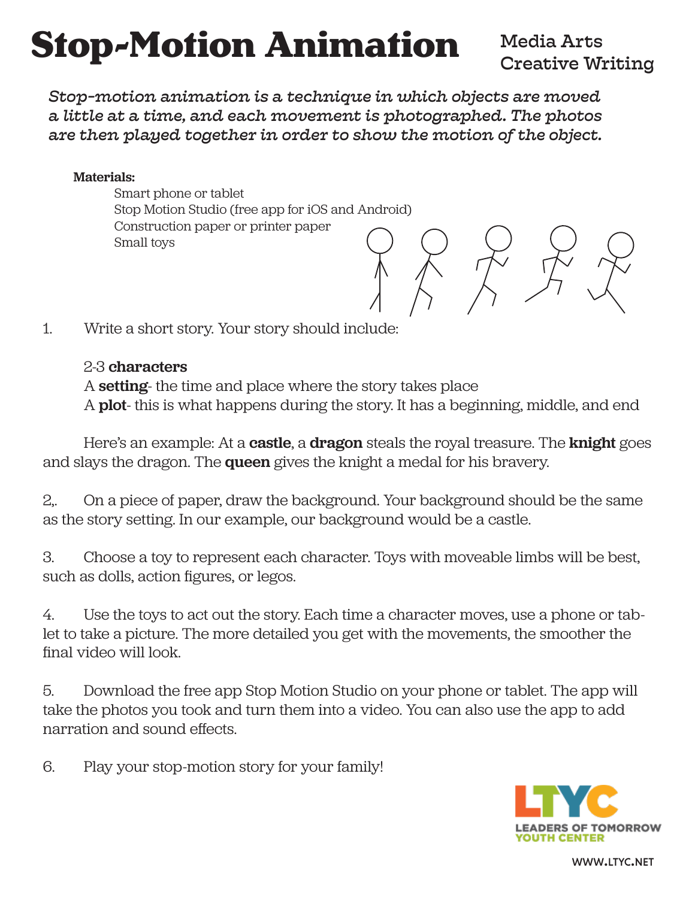# Stop-Motion Animation

Media Arts
Creative Writing

*Stop-motion animation is a technique in which objects are moved a little at a time, and each movement is photographed. The photos are then played together in order to show the motion of the object.*

**Materials:**

Smart phone or tablet
Stop Motion Studio (free app for iOS and Android)
Construction paper or printer paper
Small toys

1. Write a short story. Your story should include:

   2-3 **characters**
   A **setting**- the time and place where the story takes place
   A **plot**- this is what happens during the story. It has a beginning, middle, and end

   Here's an example: At a **castle**, a **dragon** steals the royal treasure. The **knight** goes and slays the dragon. The **queen** gives the knight a medal for his bravery.

2,. On a piece of paper, draw the background. Your background should be the same as the story setting. In our example, our background would be a castle.

3. Choose a toy to represent each character. Toys with moveable limbs will be best, such as dolls, action figures, or legos.

4. Use the toys to act out the story. Each time a character moves, use a phone or tablet to take a picture. The more detailed you get with the movements, the smoother the final video will look.

5. Download the free app Stop Motion Studio on your phone or tablet. The app will take the photos you took and turn them into a video. You can also use the app to add narration and sound effects.

6. Play your stop-motion story for your family!

LTYC
LEADERS OF TOMORROW YOUTH CENTER

WWW.LTYC.NET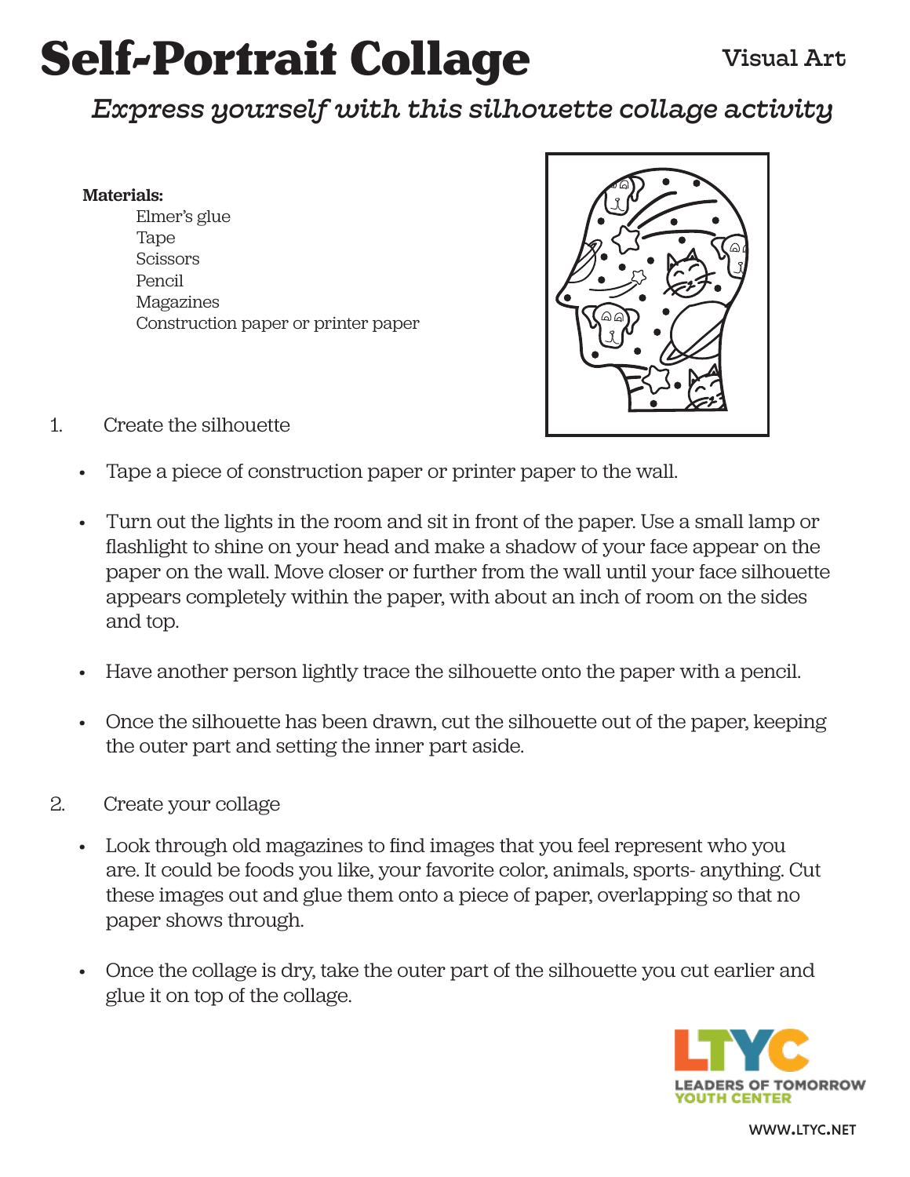# Self-Portrait Collage

Visual Art

*Express yourself with this silhouette collage activity*

**Materials:**

- Elmer's glue
- Tape
- Scissors
- Pencil
- Magazines
- Construction paper or printer paper

1. Create the silhouette

   - Tape a piece of construction paper or printer paper to the wall.
   - Turn out the lights in the room and sit in front of the paper. Use a small lamp or flashlight to shine on your head and make a shadow of your face appear on the paper on the wall. Move closer or further from the wall until your face silhouette appears completely within the paper, with about an inch of room on the sides and top.
   - Have another person lightly trace the silhouette onto the paper with a pencil.
   - Once the silhouette has been drawn, cut the silhouette out of the paper, keeping the outer part and setting the inner part aside.

2. Create your collage

   - Look through old magazines to find images that you feel represent who you are. It could be foods you like, your favorite color, animals, sports- anything. Cut these images out and glue them onto a piece of paper, overlapping so that no paper shows through.
   - Once the collage is dry, take the outer part of the silhouette you cut earlier and glue it on top of the collage.

LTYC
LEADERS OF TOMORROW YOUTH CENTER

WWW.LTYC.NET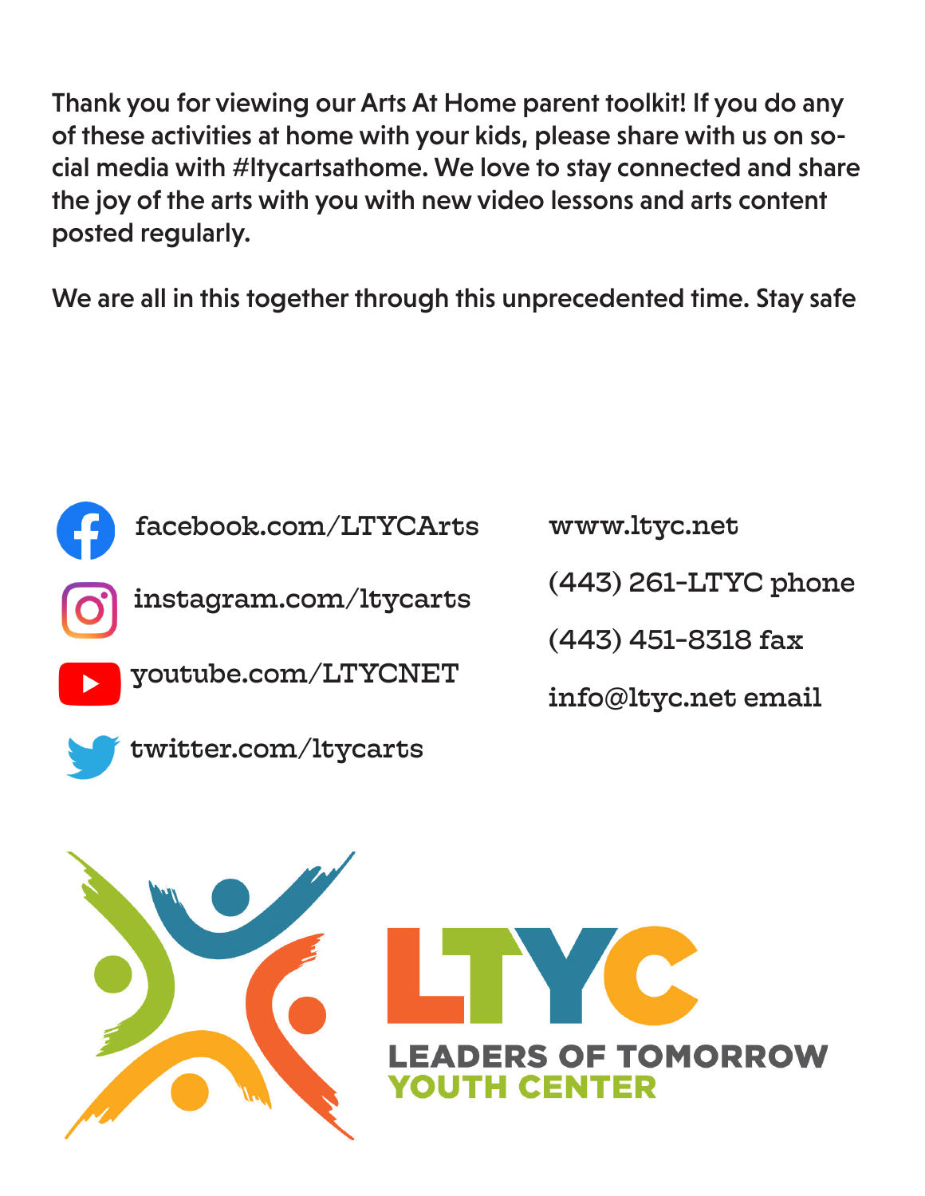Thank you for viewing our Arts At Home parent toolkit! If you do any of these activities at home with your kids, please share with us on social media with #ltycartsathome. We love to stay connected and share the joy of the arts with you with new video lessons and arts content posted regularly.

We are all in this together through this unprecedented time. Stay safe

facebook.com/LTYCArts

instagram.com/ltycarts

youtube.com/LTYCNET

twitter.com/ltycarts

www.ltyc.net

(443) 261-LTYC phone

(443) 451-8318 fax

info@ltyc.net email

LTYC

LEADERS OF TOMORROW
YOUTH CENTER